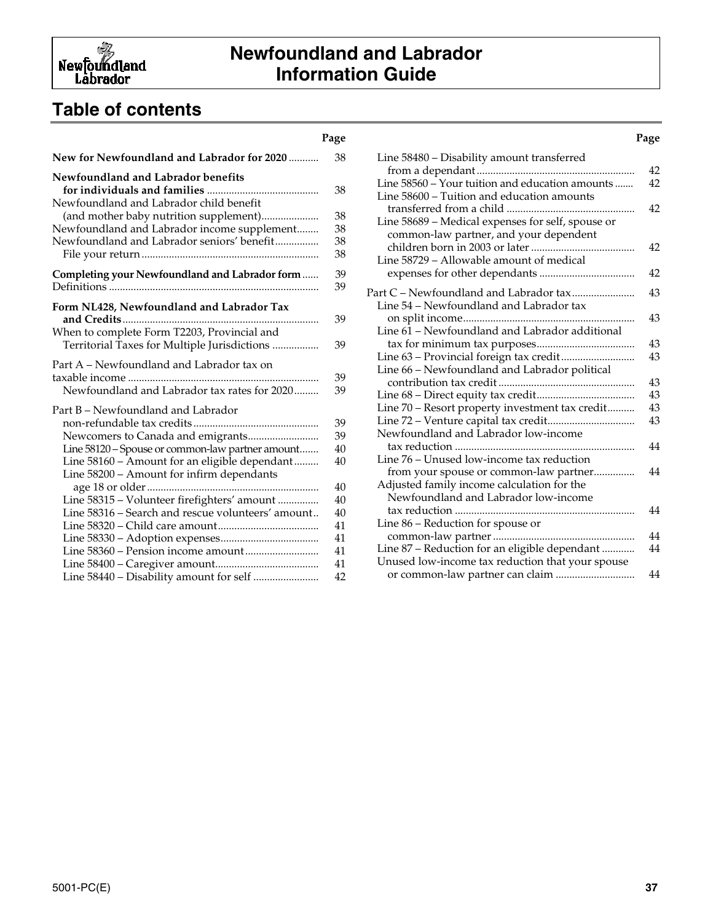# Newfoundland and Labrador Information Guide

## Table of contents

| | Page |
|---|---|
| **New for Newfoundland and Labrador for 2020** | 38 |
| **Newfoundland and Labrador benefits for individuals and families** | 38 |
| Newfoundland and Labrador child benefit (and mother baby nutrition supplement) | 38 |
| Newfoundland and Labrador income supplement | 38 |
| Newfoundland and Labrador seniors' benefit | 38 |
| File your return | 38 |
| **Completing your Newfoundland and Labrador form** | 39 |
| Definitions | 39 |
| **Form NL428, Newfoundland and Labrador Tax and Credits** | 39 |
| When to complete Form T2203, Provincial and Territorial Taxes for Multiple Jurisdictions | 39 |
| Part A – Newfoundland and Labrador tax on taxable income | 39 |
| Newfoundland and Labrador tax rates for 2020 | 39 |
| Part B – Newfoundland and Labrador non-refundable tax credits | 39 |
| Newcomers to Canada and emigrants | 39 |
| Line 58120 – Spouse or common-law partner amount | 40 |
| Line 58160 – Amount for an eligible dependant | 40 |
| Line 58200 – Amount for infirm dependants age 18 or older | 40 |
| Line 58315 – Volunteer firefighters' amount | 40 |
| Line 58316 – Search and rescue volunteers' amount | 40 |
| Line 58320 – Child care amount | 41 |
| Line 58330 – Adoption expenses | 41 |
| Line 58360 – Pension income amount | 41 |
| Line 58400 – Caregiver amount | 41 |
| Line 58440 – Disability amount for self | 42 |
| Line 58480 – Disability amount transferred from a dependant | 42 |
| Line 58560 – Your tuition and education amounts | 42 |
| Line 58600 – Tuition and education amounts transferred from a child | 42 |
| Line 58689 – Medical expenses for self, spouse or common-law partner, and your dependent children born in 2003 or later | 42 |
| Line 58729 – Allowable amount of medical expenses for other dependants | 42 |
| Part C – Newfoundland and Labrador tax | 43 |
| Line 54 – Newfoundland and Labrador tax on split income | 43 |
| Line 61 – Newfoundland and Labrador additional tax for minimum tax purposes | 43 |
| Line 63 – Provincial foreign tax credit | 43 |
| Line 66 – Newfoundland and Labrador political contribution tax credit | 43 |
| Line 68 – Direct equity tax credit | 43 |
| Line 70 – Resort property investment tax credit | 43 |
| Line 72 – Venture capital tax credit | 43 |
| Newfoundland and Labrador low-income tax reduction | 44 |
| Line 76 – Unused low-income tax reduction from your spouse or common-law partner | 44 |
| Adjusted family income calculation for the Newfoundland and Labrador low-income tax reduction | 44 |
| Line 86 – Reduction for spouse or common-law partner | 44 |
| Line 87 – Reduction for an eligible dependant | 44 |
| Unused low-income tax reduction that your spouse or common-law partner can claim | 44 |

5001-PC(E)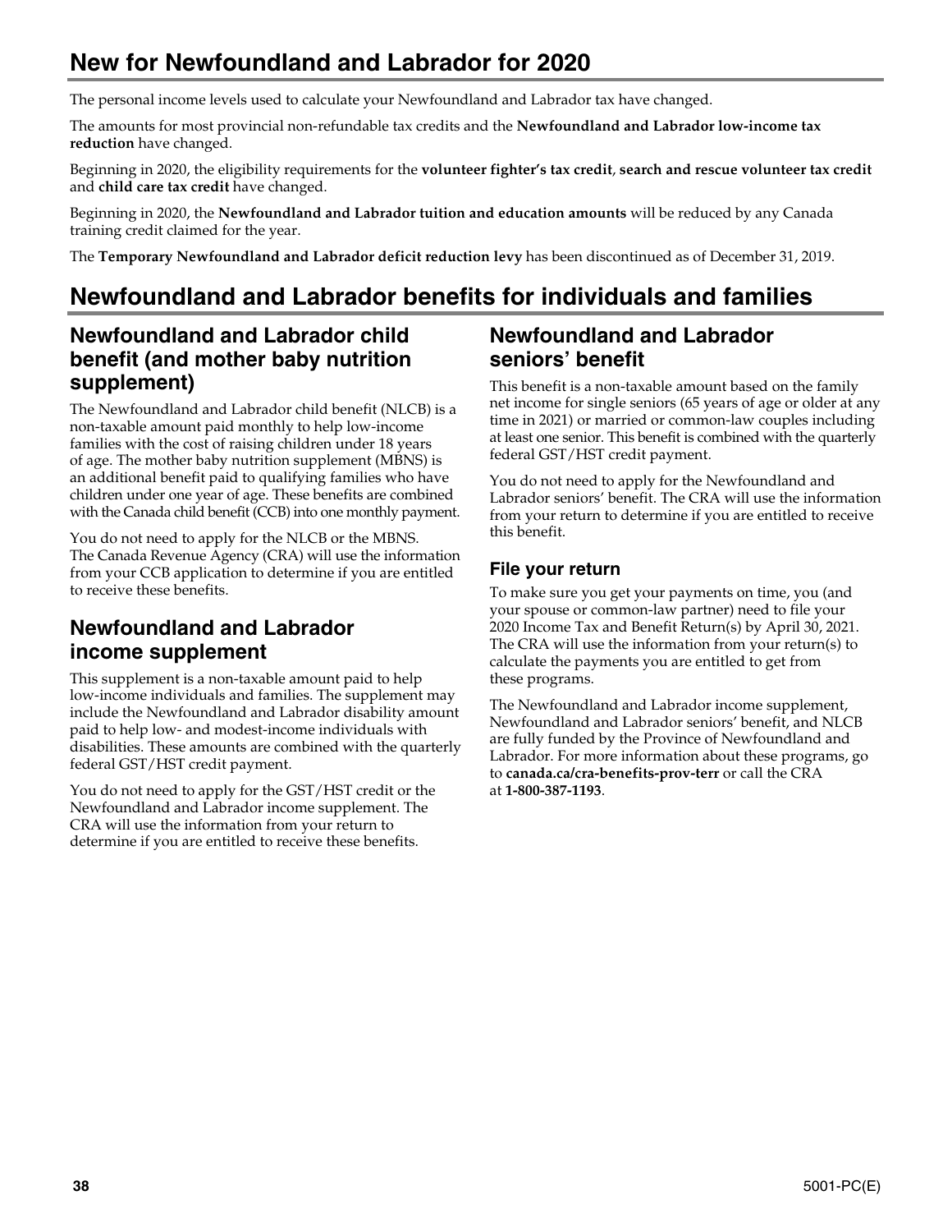## New for Newfoundland and Labrador for 2020

The personal income levels used to calculate your Newfoundland and Labrador tax have changed.

The amounts for most provincial non-refundable tax credits and the **Newfoundland and Labrador low-income tax reduction** have changed.

Beginning in 2020, the eligibility requirements for the **volunteer fighter's tax credit**, **search and rescue volunteer tax credit** and **child care tax credit** have changed.

Beginning in 2020, the **Newfoundland and Labrador tuition and education amounts** will be reduced by any Canada training credit claimed for the year.

The **Temporary Newfoundland and Labrador deficit reduction levy** has been discontinued as of December 31, 2019.

## Newfoundland and Labrador benefits for individuals and families

### Newfoundland and Labrador child benefit (and mother baby nutrition supplement)

The Newfoundland and Labrador child benefit (NLCB) is a non-taxable amount paid monthly to help low-income families with the cost of raising children under 18 years of age. The mother baby nutrition supplement (MBNS) is an additional benefit paid to qualifying families who have children under one year of age. These benefits are combined with the Canada child benefit (CCB) into one monthly payment.

You do not need to apply for the NLCB or the MBNS. The Canada Revenue Agency (CRA) will use the information from your CCB application to determine if you are entitled to receive these benefits.

### Newfoundland and Labrador income supplement

This supplement is a non-taxable amount paid to help low-income individuals and families. The supplement may include the Newfoundland and Labrador disability amount paid to help low- and modest-income individuals with disabilities. These amounts are combined with the quarterly federal GST/HST credit payment.

You do not need to apply for the GST/HST credit or the Newfoundland and Labrador income supplement. The CRA will use the information from your return to determine if you are entitled to receive these benefits.

### Newfoundland and Labrador seniors' benefit

This benefit is a non-taxable amount based on the family net income for single seniors (65 years of age or older at any time in 2021) or married or common-law couples including at least one senior. This benefit is combined with the quarterly federal GST/HST credit payment.

You do not need to apply for the Newfoundland and Labrador seniors' benefit. The CRA will use the information from your return to determine if you are entitled to receive this benefit.

#### File your return

To make sure you get your payments on time, you (and your spouse or common-law partner) need to file your 2020 Income Tax and Benefit Return(s) by April 30, 2021. The CRA will use the information from your return(s) to calculate the payments you are entitled to get from these programs.

The Newfoundland and Labrador income supplement, Newfoundland and Labrador seniors' benefit, and NLCB are fully funded by the Province of Newfoundland and Labrador. For more information about these programs, go to **canada.ca/cra-benefits-prov-terr** or call the CRA at **1-800-387-1193**.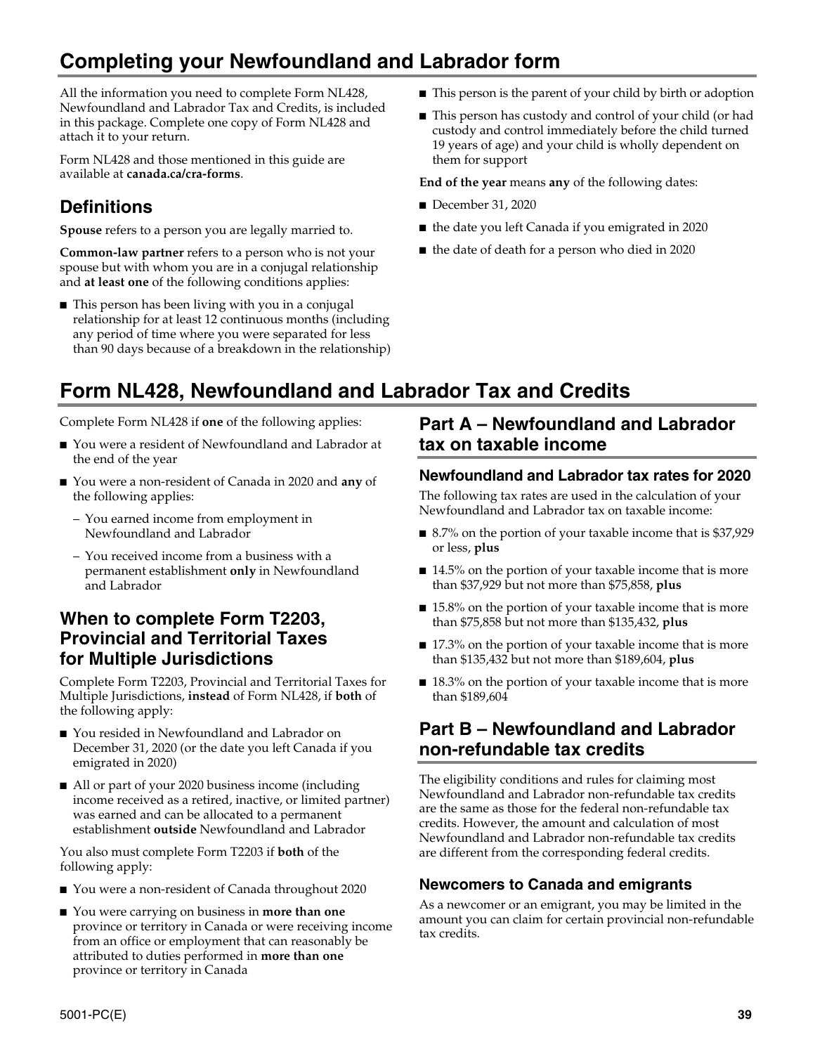# Completing your Newfoundland and Labrador form

All the information you need to complete Form NL428, Newfoundland and Labrador Tax and Credits, is included in this package. Complete one copy of Form NL428 and attach it to your return.

Form NL428 and those mentioned in this guide are available at **canada.ca/cra-forms**.

## Definitions

**Spouse** refers to a person you are legally married to.

**Common-law partner** refers to a person who is not your spouse but with whom you are in a conjugal relationship and **at least one** of the following conditions applies:

- This person has been living with you in a conjugal relationship for at least 12 continuous months (including any period of time where you were separated for less than 90 days because of a breakdown in the relationship)
- This person is the parent of your child by birth or adoption
- This person has custody and control of your child (or had custody and control immediately before the child turned 19 years of age) and your child is wholly dependent on them for support

**End of the year** means **any** of the following dates:

- December 31, 2020
- the date you left Canada if you emigrated in 2020
- the date of death for a person who died in 2020

# Form NL428, Newfoundland and Labrador Tax and Credits

Complete Form NL428 if **one** of the following applies:

- You were a resident of Newfoundland and Labrador at the end of the year
- You were a non-resident of Canada in 2020 and **any** of the following applies:
  - You earned income from employment in Newfoundland and Labrador
  - You received income from a business with a permanent establishment **only** in Newfoundland and Labrador

## When to complete Form T2203, Provincial and Territorial Taxes for Multiple Jurisdictions

Complete Form T2203, Provincial and Territorial Taxes for Multiple Jurisdictions, **instead** of Form NL428, if **both** of the following apply:

- You resided in Newfoundland and Labrador on December 31, 2020 (or the date you left Canada if you emigrated in 2020)
- All or part of your 2020 business income (including income received as a retired, inactive, or limited partner) was earned and can be allocated to a permanent establishment **outside** Newfoundland and Labrador

You also must complete Form T2203 if **both** of the following apply:

- You were a non-resident of Canada throughout 2020
- You were carrying on business in **more than one** province or territory in Canada or were receiving income from an office or employment that can reasonably be attributed to duties performed in **more than one** province or territory in Canada

## Part A – Newfoundland and Labrador tax on taxable income

### Newfoundland and Labrador tax rates for 2020

The following tax rates are used in the calculation of your Newfoundland and Labrador tax on taxable income:

- 8.7% on the portion of your taxable income that is $37,929 or less, **plus**
- 14.5% on the portion of your taxable income that is more than $37,929 but not more than $75,858, **plus**
- 15.8% on the portion of your taxable income that is more than $75,858 but not more than $135,432, **plus**
- 17.3% on the portion of your taxable income that is more than $135,432 but not more than $189,604, **plus**
- 18.3% on the portion of your taxable income that is more than $189,604

## Part B – Newfoundland and Labrador non-refundable tax credits

The eligibility conditions and rules for claiming most Newfoundland and Labrador non-refundable tax credits are the same as those for the federal non-refundable tax credits. However, the amount and calculation of most Newfoundland and Labrador non-refundable tax credits are different from the corresponding federal credits.

### Newcomers to Canada and emigrants

As a newcomer or an emigrant, you may be limited in the amount you can claim for certain provincial non-refundable tax credits.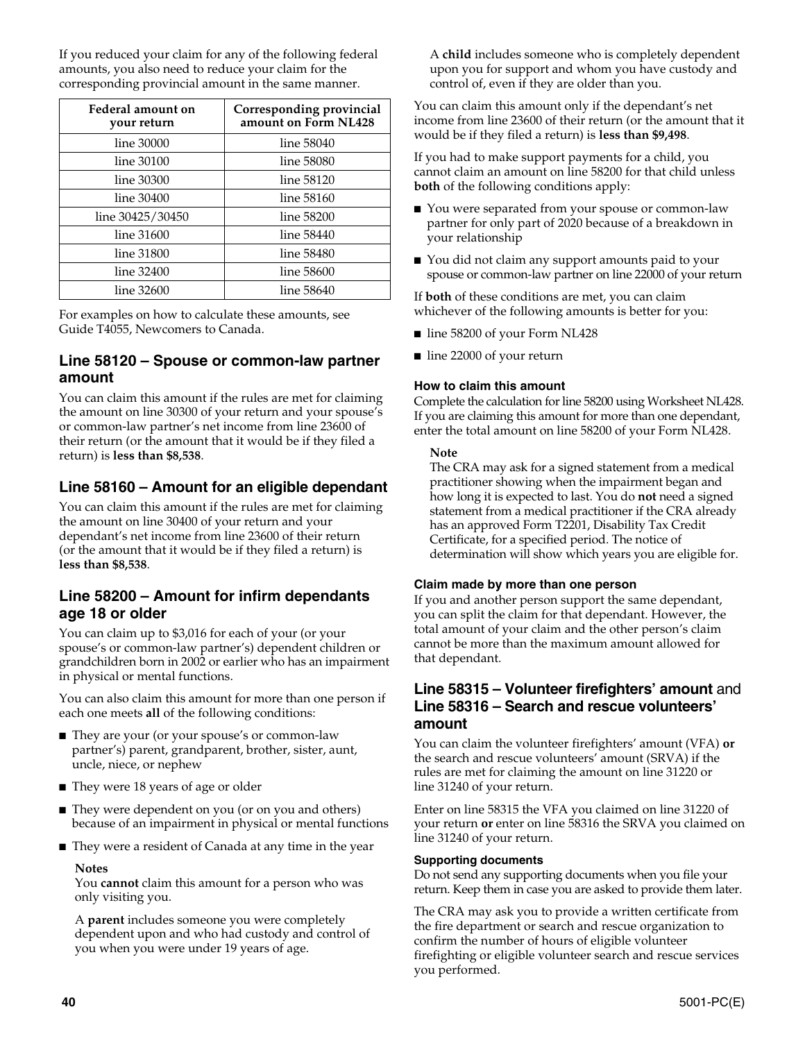If you reduced your claim for any of the following federal amounts, you also need to reduce your claim for the corresponding provincial amount in the same manner.

| Federal amount on your return | Corresponding provincial amount on Form NL428 |
|---|---|
| line 30000 | line 58040 |
| line 30100 | line 58080 |
| line 30300 | line 58120 |
| line 30400 | line 58160 |
| line 30425/30450 | line 58200 |
| line 31600 | line 58440 |
| line 31800 | line 58480 |
| line 32400 | line 58600 |
| line 32600 | line 58640 |

For examples on how to calculate these amounts, see Guide T4055, Newcomers to Canada.

## Line 58120 – Spouse or common-law partner amount

You can claim this amount if the rules are met for claiming the amount on line 30300 of your return and your spouse's or common-law partner's net income from line 23600 of their return (or the amount that it would be if they filed a return) is **less than $8,538**.

## Line 58160 – Amount for an eligible dependant

You can claim this amount if the rules are met for claiming the amount on line 30400 of your return and your dependant's net income from line 23600 of their return (or the amount that it would be if they filed a return) is **less than $8,538**.

## Line 58200 – Amount for infirm dependants age 18 or older

You can claim up to $3,016 for each of your (or your spouse's or common-law partner's) dependent children or grandchildren born in 2002 or earlier who has an impairment in physical or mental functions.

You can also claim this amount for more than one person if each one meets **all** of the following conditions:

- They are your (or your spouse's or common-law partner's) parent, grandparent, brother, sister, aunt, uncle, niece, or nephew
- They were 18 years of age or older
- They were dependent on you (or on you and others) because of an impairment in physical or mental functions
- They were a resident of Canada at any time in the year

**Notes**

You **cannot** claim this amount for a person who was only visiting you.

A **parent** includes someone you were completely dependent upon and who had custody and control of you when you were under 19 years of age.

A **child** includes someone who is completely dependent upon you for support and whom you have custody and control of, even if they are older than you.

You can claim this amount only if the dependant's net income from line 23600 of their return (or the amount that it would be if they filed a return) is **less than $9,498**.

If you had to make support payments for a child, you cannot claim an amount on line 58200 for that child unless **both** of the following conditions apply:

- You were separated from your spouse or common-law partner for only part of 2020 because of a breakdown in your relationship
- You did not claim any support amounts paid to your spouse or common-law partner on line 22000 of your return

If **both** of these conditions are met, you can claim whichever of the following amounts is better for you:

- line 58200 of your Form NL428
- line 22000 of your return

#### How to claim this amount

Complete the calculation for line 58200 using Worksheet NL428. If you are claiming this amount for more than one dependant, enter the total amount on line 58200 of your Form NL428.

**Note**

The CRA may ask for a signed statement from a medical practitioner showing when the impairment began and how long it is expected to last. You do **not** need a signed statement from a medical practitioner if the CRA already has an approved Form T2201, Disability Tax Credit Certificate, for a specified period. The notice of determination will show which years you are eligible for.

#### Claim made by more than one person

If you and another person support the same dependant, you can split the claim for that dependant. However, the total amount of your claim and the other person's claim cannot be more than the maximum amount allowed for that dependant.

## Line 58315 – Volunteer firefighters' amount and Line 58316 – Search and rescue volunteers' amount

You can claim the volunteer firefighters' amount (VFA) **or** the search and rescue volunteers' amount (SRVA) if the rules are met for claiming the amount on line 31220 or line 31240 of your return.

Enter on line 58315 the VFA you claimed on line 31220 of your return **or** enter on line 58316 the SRVA you claimed on line 31240 of your return.

#### Supporting documents

Do not send any supporting documents when you file your return. Keep them in case you are asked to provide them later.

The CRA may ask you to provide a written certificate from the fire department or search and rescue organization to confirm the number of hours of eligible volunteer firefighting or eligible volunteer search and rescue services you performed.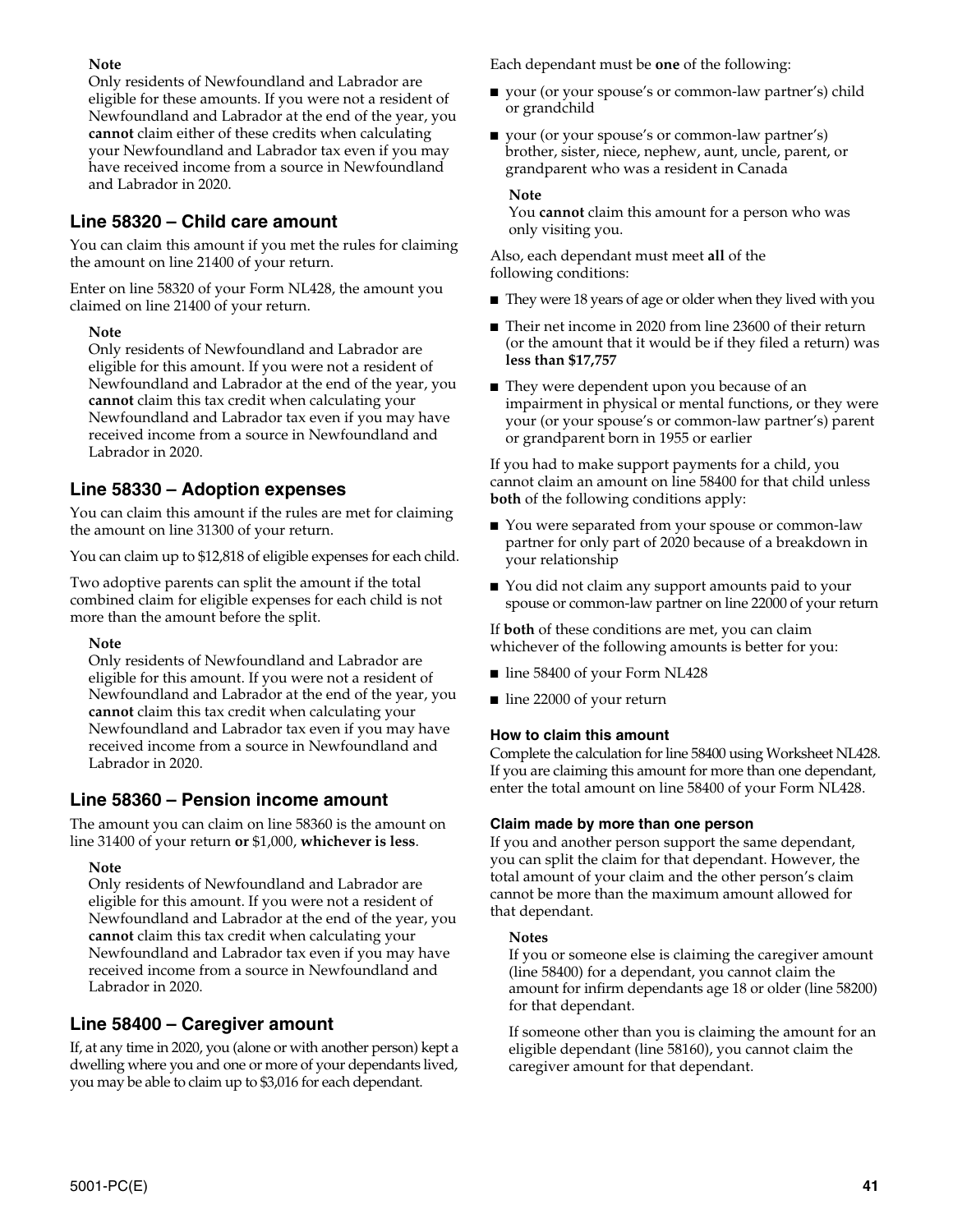**Note**

Only residents of Newfoundland and Labrador are eligible for these amounts. If you were not a resident of Newfoundland and Labrador at the end of the year, you **cannot** claim either of these credits when calculating your Newfoundland and Labrador tax even if you may have received income from a source in Newfoundland and Labrador in 2020.

## Line 58320 – Child care amount

You can claim this amount if you met the rules for claiming the amount on line 21400 of your return.

Enter on line 58320 of your Form NL428, the amount you claimed on line 21400 of your return.

**Note**

Only residents of Newfoundland and Labrador are eligible for this amount. If you were not a resident of Newfoundland and Labrador at the end of the year, you **cannot** claim this tax credit when calculating your Newfoundland and Labrador tax even if you may have received income from a source in Newfoundland and Labrador in 2020.

## Line 58330 – Adoption expenses

You can claim this amount if the rules are met for claiming the amount on line 31300 of your return.

You can claim up to $12,818 of eligible expenses for each child.

Two adoptive parents can split the amount if the total combined claim for eligible expenses for each child is not more than the amount before the split.

**Note**

Only residents of Newfoundland and Labrador are eligible for this amount. If you were not a resident of Newfoundland and Labrador at the end of the year, you **cannot** claim this tax credit when calculating your Newfoundland and Labrador tax even if you may have received income from a source in Newfoundland and Labrador in 2020.

## Line 58360 – Pension income amount

The amount you can claim on line 58360 is the amount on line 31400 of your return **or** $1,000, **whichever is less**.

**Note**

Only residents of Newfoundland and Labrador are eligible for this amount. If you were not a resident of Newfoundland and Labrador at the end of the year, you **cannot** claim this tax credit when calculating your Newfoundland and Labrador tax even if you may have received income from a source in Newfoundland and Labrador in 2020.

## Line 58400 – Caregiver amount

If, at any time in 2020, you (alone or with another person) kept a dwelling where you and one or more of your dependants lived, you may be able to claim up to $3,016 for each dependant.

Each dependant must be **one** of the following:

- your (or your spouse's or common-law partner's) child or grandchild
- your (or your spouse's or common-law partner's) brother, sister, niece, nephew, aunt, uncle, parent, or grandparent who was a resident in Canada

**Note**

You **cannot** claim this amount for a person who was only visiting you.

Also, each dependant must meet **all** of the following conditions:

- They were 18 years of age or older when they lived with you
- Their net income in 2020 from line 23600 of their return (or the amount that it would be if they filed a return) was **less than $17,757**
- They were dependent upon you because of an impairment in physical or mental functions, or they were your (or your spouse's or common-law partner's) parent or grandparent born in 1955 or earlier

If you had to make support payments for a child, you cannot claim an amount on line 58400 for that child unless **both** of the following conditions apply:

- You were separated from your spouse or common-law partner for only part of 2020 because of a breakdown in your relationship
- You did not claim any support amounts paid to your spouse or common-law partner on line 22000 of your return

If **both** of these conditions are met, you can claim whichever of the following amounts is better for you:

- line 58400 of your Form NL428
- line 22000 of your return

### How to claim this amount

Complete the calculation for line 58400 using Worksheet NL428. If you are claiming this amount for more than one dependant, enter the total amount on line 58400 of your Form NL428.

### Claim made by more than one person

If you and another person support the same dependant, you can split the claim for that dependant. However, the total amount of your claim and the other person's claim cannot be more than the maximum amount allowed for that dependant.

**Notes**

If you or someone else is claiming the caregiver amount (line 58400) for a dependant, you cannot claim the amount for infirm dependants age 18 or older (line 58200) for that dependant.

If someone other than you is claiming the amount for an eligible dependant (line 58160), you cannot claim the caregiver amount for that dependant.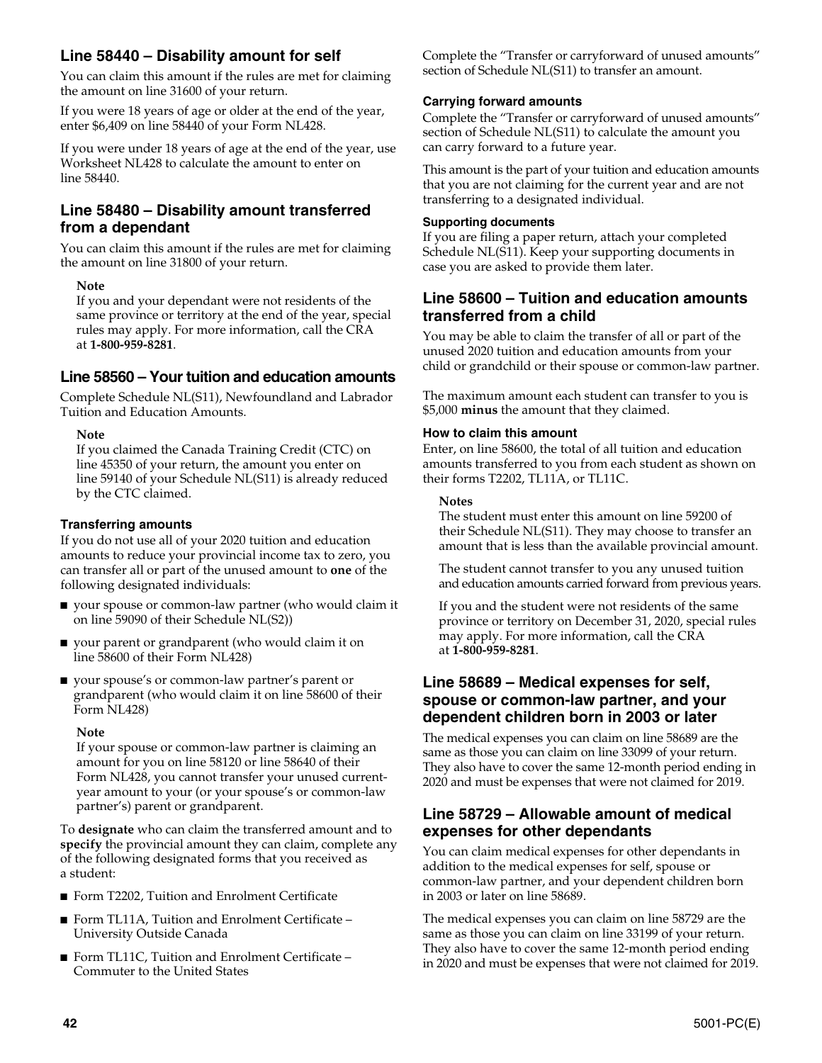## Line 58440 – Disability amount for self

You can claim this amount if the rules are met for claiming the amount on line 31600 of your return.

If you were 18 years of age or older at the end of the year, enter $6,409 on line 58440 of your Form NL428.

If you were under 18 years of age at the end of the year, use Worksheet NL428 to calculate the amount to enter on line 58440.

## Line 58480 – Disability amount transferred from a dependant

You can claim this amount if the rules are met for claiming the amount on line 31800 of your return.

**Note**
If you and your dependant were not residents of the same province or territory at the end of the year, special rules may apply. For more information, call the CRA at **1-800-959-8281**.

## Line 58560 – Your tuition and education amounts

Complete Schedule NL(S11), Newfoundland and Labrador Tuition and Education Amounts.

**Note**
If you claimed the Canada Training Credit (CTC) on line 45350 of your return, the amount you enter on line 59140 of your Schedule NL(S11) is already reduced by the CTC claimed.

### Transferring amounts

If you do not use all of your 2020 tuition and education amounts to reduce your provincial income tax to zero, you can transfer all or part of the unused amount to **one** of the following designated individuals:

- your spouse or common-law partner (who would claim it on line 59090 of their Schedule NL(S2))
- your parent or grandparent (who would claim it on line 58600 of their Form NL428)
- your spouse's or common-law partner's parent or grandparent (who would claim it on line 58600 of their Form NL428)

**Note**
If your spouse or common-law partner is claiming an amount for you on line 58120 or line 58640 of their Form NL428, you cannot transfer your unused current-year amount to your (or your spouse's or common-law partner's) parent or grandparent.

To **designate** who can claim the transferred amount and to **specify** the provincial amount they can claim, complete any of the following designated forms that you received as a student:

- Form T2202, Tuition and Enrolment Certificate
- Form TL11A, Tuition and Enrolment Certificate – University Outside Canada
- Form TL11C, Tuition and Enrolment Certificate – Commuter to the United States

Complete the "Transfer or carryforward of unused amounts" section of Schedule NL(S11) to transfer an amount.

### Carrying forward amounts

Complete the "Transfer or carryforward of unused amounts" section of Schedule NL(S11) to calculate the amount you can carry forward to a future year.

This amount is the part of your tuition and education amounts that you are not claiming for the current year and are not transferring to a designated individual.

### Supporting documents

If you are filing a paper return, attach your completed Schedule NL(S11). Keep your supporting documents in case you are asked to provide them later.

## Line 58600 – Tuition and education amounts transferred from a child

You may be able to claim the transfer of all or part of the unused 2020 tuition and education amounts from your child or grandchild or their spouse or common-law partner.

The maximum amount each student can transfer to you is $5,000 **minus** the amount that they claimed.

### How to claim this amount

Enter, on line 58600, the total of all tuition and education amounts transferred to you from each student as shown on their forms T2202, TL11A, or TL11C.

**Notes**
The student must enter this amount on line 59200 of their Schedule NL(S11). They may choose to transfer an amount that is less than the available provincial amount.

The student cannot transfer to you any unused tuition and education amounts carried forward from previous years.

If you and the student were not residents of the same province or territory on December 31, 2020, special rules may apply. For more information, call the CRA at **1-800-959-8281**.

## Line 58689 – Medical expenses for self, spouse or common-law partner, and your dependent children born in 2003 or later

The medical expenses you can claim on line 58689 are the same as those you can claim on line 33099 of your return. They also have to cover the same 12-month period ending in 2020 and must be expenses that were not claimed for 2019.

## Line 58729 – Allowable amount of medical expenses for other dependants

You can claim medical expenses for other dependants in addition to the medical expenses for self, spouse or common-law partner, and your dependent children born in 2003 or later on line 58689.

The medical expenses you can claim on line 58729 are the same as those you can claim on line 33199 of your return. They also have to cover the same 12-month period ending in 2020 and must be expenses that were not claimed for 2019.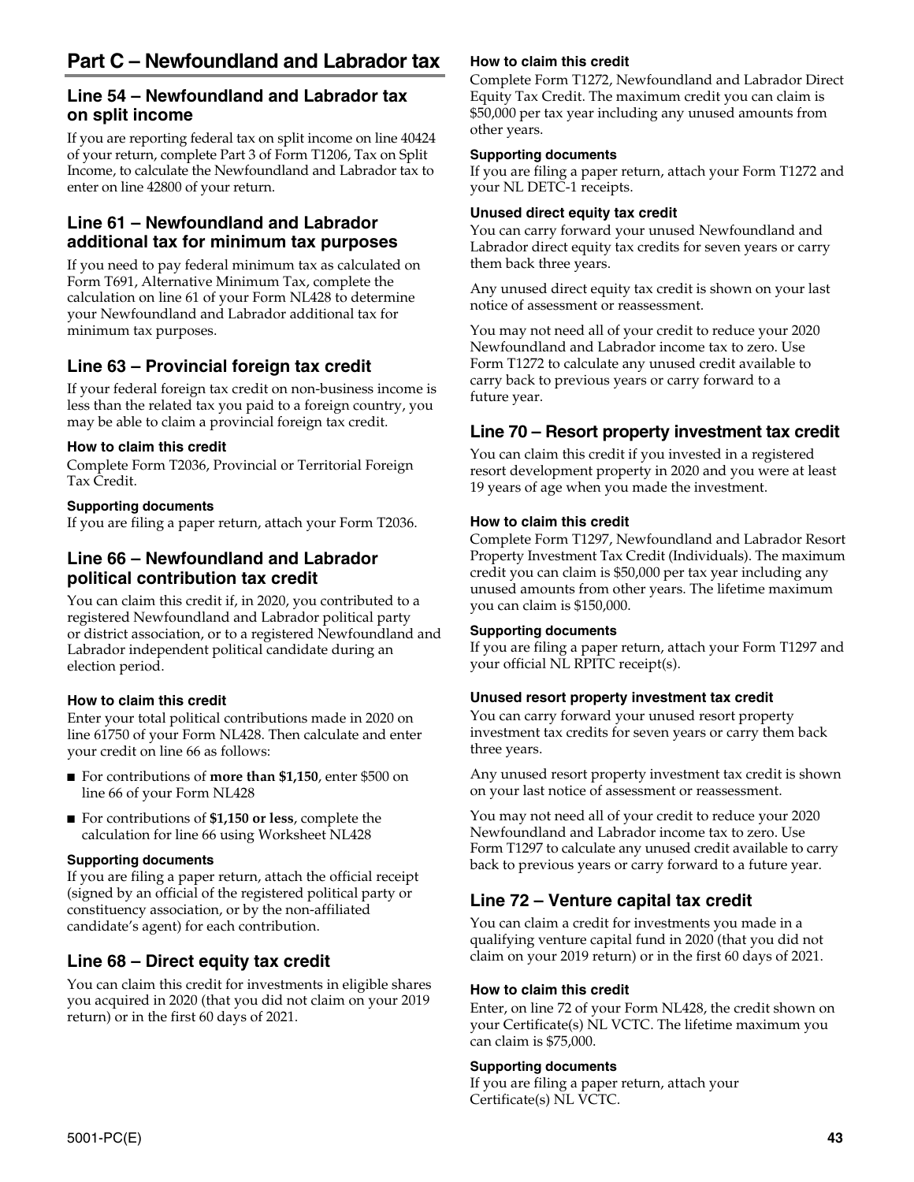## Part C – Newfoundland and Labrador tax

### Line 54 – Newfoundland and Labrador tax on split income

If you are reporting federal tax on split income on line 40424 of your return, complete Part 3 of Form T1206, Tax on Split Income, to calculate the Newfoundland and Labrador tax to enter on line 42800 of your return.

### Line 61 – Newfoundland and Labrador additional tax for minimum tax purposes

If you need to pay federal minimum tax as calculated on Form T691, Alternative Minimum Tax, complete the calculation on line 61 of your Form NL428 to determine your Newfoundland and Labrador additional tax for minimum tax purposes.

### Line 63 – Provincial foreign tax credit

If your federal foreign tax credit on non-business income is less than the related tax you paid to a foreign country, you may be able to claim a provincial foreign tax credit.

#### How to claim this credit

Complete Form T2036, Provincial or Territorial Foreign Tax Credit.

#### Supporting documents

If you are filing a paper return, attach your Form T2036.

### Line 66 – Newfoundland and Labrador political contribution tax credit

You can claim this credit if, in 2020, you contributed to a registered Newfoundland and Labrador political party or district association, or to a registered Newfoundland and Labrador independent political candidate during an election period.

#### How to claim this credit

Enter your total political contributions made in 2020 on line 61750 of your Form NL428. Then calculate and enter your credit on line 66 as follows:

- For contributions of **more than $1,150**, enter $500 on line 66 of your Form NL428
- For contributions of **$1,150 or less**, complete the calculation for line 66 using Worksheet NL428

#### Supporting documents

If you are filing a paper return, attach the official receipt (signed by an official of the registered political party or constituency association, or by the non-affiliated candidate's agent) for each contribution.

### Line 68 – Direct equity tax credit

You can claim this credit for investments in eligible shares you acquired in 2020 (that you did not claim on your 2019 return) or in the first 60 days of 2021.

#### How to claim this credit

Complete Form T1272, Newfoundland and Labrador Direct Equity Tax Credit. The maximum credit you can claim is $50,000 per tax year including any unused amounts from other years.

#### Supporting documents

If you are filing a paper return, attach your Form T1272 and your NL DETC-1 receipts.

#### Unused direct equity tax credit

You can carry forward your unused Newfoundland and Labrador direct equity tax credits for seven years or carry them back three years.

Any unused direct equity tax credit is shown on your last notice of assessment or reassessment.

You may not need all of your credit to reduce your 2020 Newfoundland and Labrador income tax to zero. Use Form T1272 to calculate any unused credit available to carry back to previous years or carry forward to a future year.

### Line 70 – Resort property investment tax credit

You can claim this credit if you invested in a registered resort development property in 2020 and you were at least 19 years of age when you made the investment.

#### How to claim this credit

Complete Form T1297, Newfoundland and Labrador Resort Property Investment Tax Credit (Individuals). The maximum credit you can claim is $50,000 per tax year including any unused amounts from other years. The lifetime maximum you can claim is $150,000.

#### Supporting documents

If you are filing a paper return, attach your Form T1297 and your official NL RPITC receipt(s).

#### Unused resort property investment tax credit

You can carry forward your unused resort property investment tax credits for seven years or carry them back three years.

Any unused resort property investment tax credit is shown on your last notice of assessment or reassessment.

You may not need all of your credit to reduce your 2020 Newfoundland and Labrador income tax to zero. Use Form T1297 to calculate any unused credit available to carry back to previous years or carry forward to a future year.

### Line 72 – Venture capital tax credit

You can claim a credit for investments you made in a qualifying venture capital fund in 2020 (that you did not claim on your 2019 return) or in the first 60 days of 2021.

#### How to claim this credit

Enter, on line 72 of your Form NL428, the credit shown on your Certificate(s) NL VCTC. The lifetime maximum you can claim is $75,000.

#### Supporting documents

If you are filing a paper return, attach your Certificate(s) NL VCTC.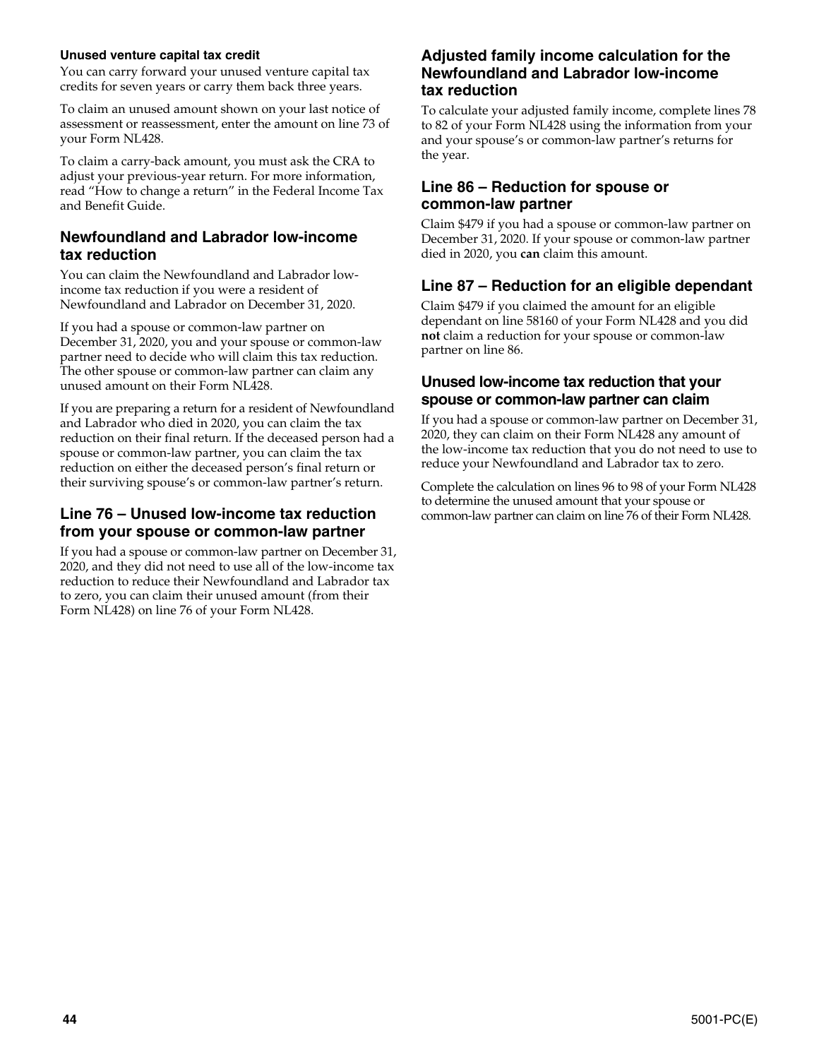#### Unused venture capital tax credit

You can carry forward your unused venture capital tax credits for seven years or carry them back three years.

To claim an unused amount shown on your last notice of assessment or reassessment, enter the amount on line 73 of your Form NL428.

To claim a carry-back amount, you must ask the CRA to adjust your previous-year return. For more information, read "How to change a return" in the Federal Income Tax and Benefit Guide.

## Newfoundland and Labrador low-income tax reduction

You can claim the Newfoundland and Labrador low-income tax reduction if you were a resident of Newfoundland and Labrador on December 31, 2020.

If you had a spouse or common-law partner on December 31, 2020, you and your spouse or common-law partner need to decide who will claim this tax reduction. The other spouse or common-law partner can claim any unused amount on their Form NL428.

If you are preparing a return for a resident of Newfoundland and Labrador who died in 2020, you can claim the tax reduction on their final return. If the deceased person had a spouse or common-law partner, you can claim the tax reduction on either the deceased person's final return or their surviving spouse's or common-law partner's return.

## Line 76 – Unused low-income tax reduction from your spouse or common-law partner

If you had a spouse or common-law partner on December 31, 2020, and they did not need to use all of the low-income tax reduction to reduce their Newfoundland and Labrador tax to zero, you can claim their unused amount (from their Form NL428) on line 76 of your Form NL428.

## Adjusted family income calculation for the Newfoundland and Labrador low-income tax reduction

To calculate your adjusted family income, complete lines 78 to 82 of your Form NL428 using the information from your and your spouse's or common-law partner's returns for the year.

## Line 86 – Reduction for spouse or common-law partner

Claim $479 if you had a spouse or common-law partner on December 31, 2020. If your spouse or common-law partner died in 2020, you **can** claim this amount.

## Line 87 – Reduction for an eligible dependant

Claim $479 if you claimed the amount for an eligible dependant on line 58160 of your Form NL428 and you did **not** claim a reduction for your spouse or common-law partner on line 86.

### Unused low-income tax reduction that your spouse or common-law partner can claim

If you had a spouse or common-law partner on December 31, 2020, they can claim on their Form NL428 any amount of the low-income tax reduction that you do not need to use to reduce your Newfoundland and Labrador tax to zero.

Complete the calculation on lines 96 to 98 of your Form NL428 to determine the unused amount that your spouse or common-law partner can claim on line 76 of their Form NL428.